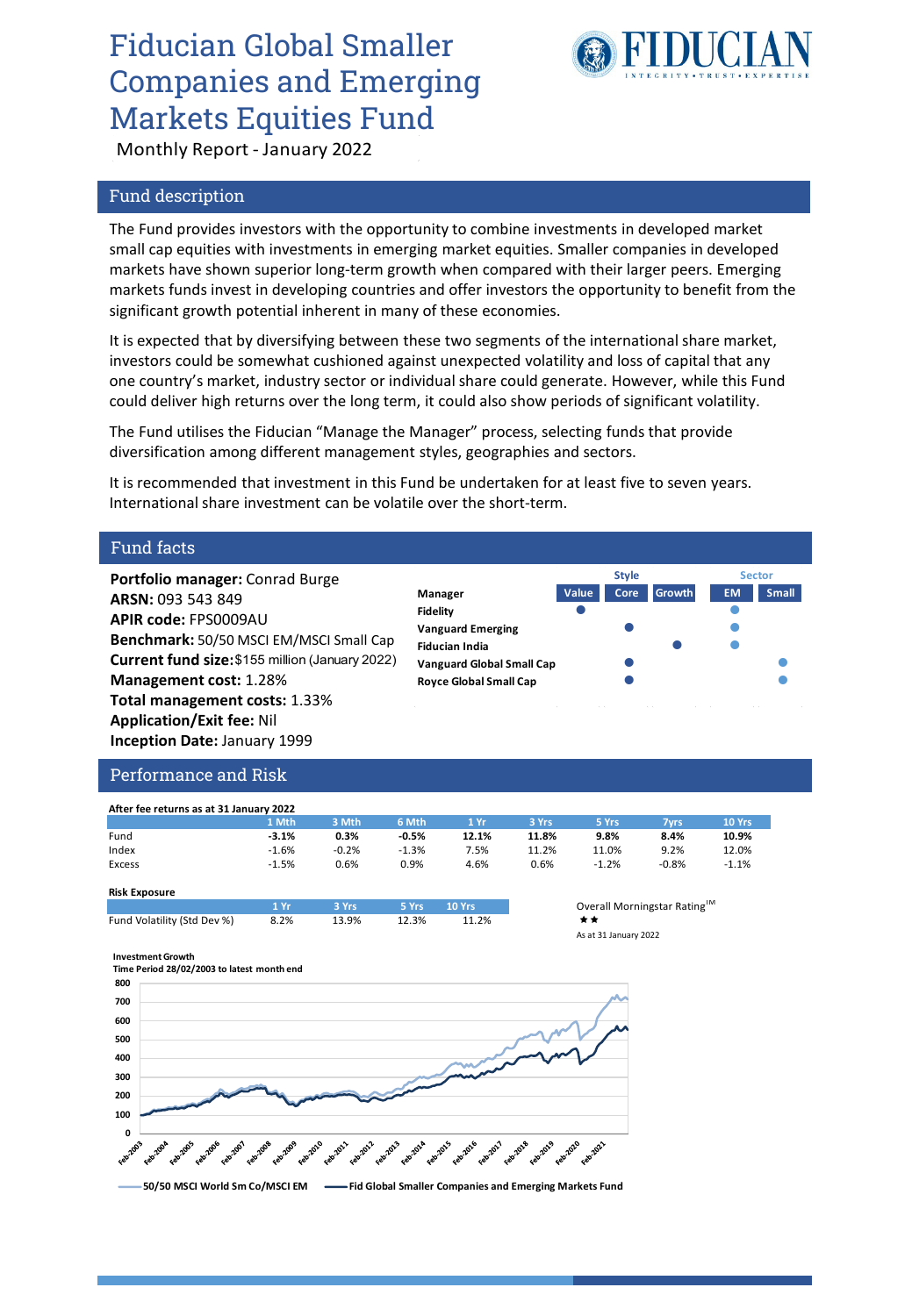# Fiducian Global Smaller Companies and Emerging Markets Equities Fund

Monthly Report - January 2022

## Fund description

The Fund provides investors with the opportunity to combine investments in developed market small cap equities with investments in emerging market equities. Smaller companies in developed markets have shown superior long-term growth when compared with their larger peers. Emerging markets funds invest in developing countries and offer investors the opportunity to benefit from the significant growth potential inherent in many of these economies.

It is expected that by diversifying between these two segments of the international share market, investors could be somewhat cushioned against unexpected volatility and loss of capital that any one country's market, industry sector or individual share could generate. However, while this Fund could deliver high returns over the long term, it could also show periods of significant volatility.

The Fund utilises the Fiducian "Manage the Manager" process, selecting funds that provide diversification among different management styles, geographies and sectors.

It is recommended that investment in this Fund be undertaken for at least five to seven years. International share investment can be volatile over the short-term.

## Fund facts

**Portfolio manager:** Conrad Burge
**ARSN:** 093 543 849
**APIR code:** FPS0009AU
**Benchmark:** 50/50 MSCI EM/MSCI Small Cap
**Current fund size:** $155 million (January 2022)
**Management cost:** 1.28%
**Total management costs:** 1.33%
**Application/Exit fee:** Nil
**Inception Date:** January 1999

| Manager | Style: Value | Style: Core | Style: Growth | Sector: EM | Sector: Small |
|---|---|---|---|---|---|
| Fidelity | ● | | | ● | |
| Vanguard Emerging | | ● | | ● | |
| Fiducian India | | | ● | ● | |
| Vanguard Global Small Cap | | ● | | | ● |
| Royce Global Small Cap | | ● | | | ● |

## Performance and Risk

After fee returns as at 31 January 2022

| | 1 Mth | 3 Mth | 6 Mth | 1 Yr | 3 Yrs | 5 Yrs | 7yrs | 10 Yrs |
|---|---|---|---|---|---|---|---|---|
| Fund | **-3.1%** | **0.3%** | **-0.5%** | **12.1%** | **11.8%** | **9.8%** | **8.4%** | **10.9%** |
| Index | -1.6% | -0.2% | -1.3% | 7.5% | 11.2% | 11.0% | 9.2% | 12.0% |
| Excess | -1.5% | 0.6% | 0.9% | 4.6% | 0.6% | -1.2% | -0.8% | -1.1% |

Risk Exposure

| | 1 Yr | 3 Yrs | 5 Yrs | 10 Yrs |
|---|---|---|---|---|
| Fund Volatility (Std Dev %) | 8.2% | 13.9% | 12.3% | 11.2% |

Overall Morningstar Rating™
★★
As at 31 January 2022

Investment Growth
Time Period 28/02/2003 to latest month end

Legend: 50/50 MSCI World Sm Co/MSCI EM; Fid Global Smaller Companies and Emerging Markets Fund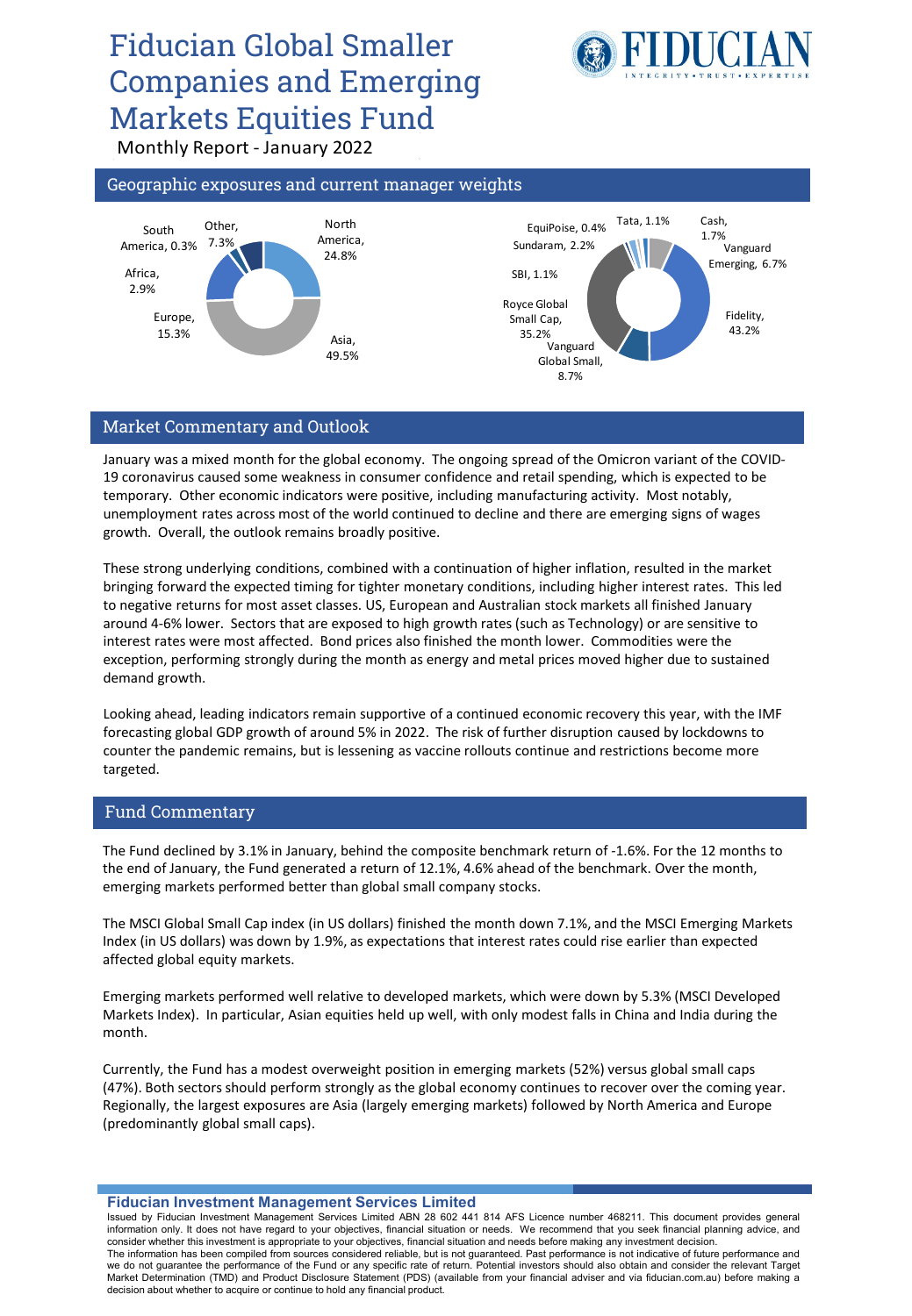# Fiducian Global Smaller Companies and Emerging Markets Equities Fund

Monthly Report - January 2022

## Geographic exposures and current manager weights

North America, 24.8%
Asia, 49.5%
Europe, 15.3%
Africa, 2.9%
South America, 0.3%
Other, 7.3%

Fidelity, 43.2%
Vanguard Global Small, 8.7%
Royce Global Small Cap, 35.2%
SBI, 1.1%
Sundaram, 2.2%
EquiPoise, 0.4%
Tata, 1.1%
Cash, 1.7%
Vanguard Emerging, 6.7%

## Market Commentary and Outlook

January was a mixed month for the global economy. The ongoing spread of the Omicron variant of the COVID-19 coronavirus caused some weakness in consumer confidence and retail spending, which is expected to be temporary. Other economic indicators were positive, including manufacturing activity. Most notably, unemployment rates across most of the world continued to decline and there are emerging signs of wages growth. Overall, the outlook remains broadly positive.

These strong underlying conditions, combined with a continuation of higher inflation, resulted in the market bringing forward the expected timing for tighter monetary conditions, including higher interest rates. This led to negative returns for most asset classes. US, European and Australian stock markets all finished January around 4-6% lower. Sectors that are exposed to high growth rates (such as Technology) or are sensitive to interest rates were most affected. Bond prices also finished the month lower. Commodities were the exception, performing strongly during the month as energy and metal prices moved higher due to sustained demand growth.

Looking ahead, leading indicators remain supportive of a continued economic recovery this year, with the IMF forecasting global GDP growth of around 5% in 2022. The risk of further disruption caused by lockdowns to counter the pandemic remains, but is lessening as vaccine rollouts continue and restrictions become more targeted.

## Fund Commentary

The Fund declined by 3.1% in January, behind the composite benchmark return of -1.6%. For the 12 months to the end of January, the Fund generated a return of 12.1%, 4.6% ahead of the benchmark. Over the month, emerging markets performed better than global small company stocks.

The MSCI Global Small Cap index (in US dollars) finished the month down 7.1%, and the MSCI Emerging Markets Index (in US dollars) was down by 1.9%, as expectations that interest rates could rise earlier than expected affected global equity markets.

Emerging markets performed well relative to developed markets, which were down by 5.3% (MSCI Developed Markets Index). In particular, Asian equities held up well, with only modest falls in China and India during the month.

Currently, the Fund has a modest overweight position in emerging markets (52%) versus global small caps (47%). Both sectors should perform strongly as the global economy continues to recover over the coming year. Regionally, the largest exposures are Asia (largely emerging markets) followed by North America and Europe (predominantly global small caps).

**Fiducian Investment Management Services Limited**

Issued by Fiducian Investment Management Services Limited ABN 28 602 441 814 AFS Licence number 468211. This document provides general information only. It does not have regard to your objectives, financial situation or needs. We recommend that you seek financial planning advice, and consider whether this investment is appropriate to your objectives, financial situation and needs before making any investment decision.
The information has been compiled from sources considered reliable, but is not guaranteed. Past performance is not indicative of future performance and we do not guarantee the performance of the Fund or any specific rate of return. Potential investors should also obtain and consider the relevant Target Market Determination (TMD) and Product Disclosure Statement (PDS) (available from your financial adviser and via fiducian.com.au) before making a decision about whether to acquire or continue to hold any financial product.